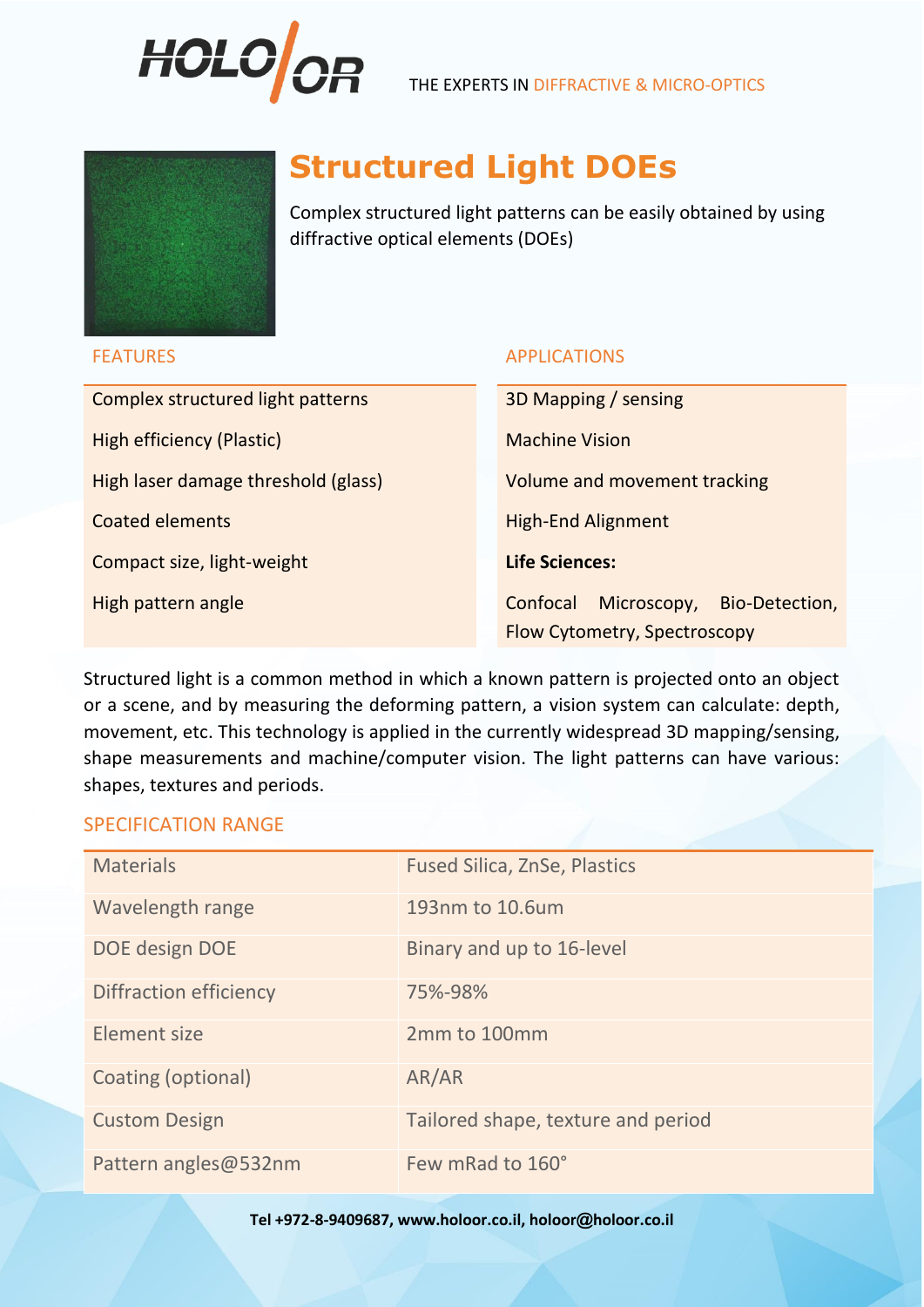HOLO/OR

THE EXPERTS IN DIFFRACTIVE & MICRO-OPTICS

# Structured Light DOEs

Complex structured light patterns can be easily obtained by using diffractive optical elements (DOEs)

## FEATURES

- Complex structured light patterns
- High efficiency (Plastic)
- High laser damage threshold (glass)
- Coated elements
- Compact size, light-weight
- High pattern angle

## APPLICATIONS

- 3D Mapping / sensing
- Machine Vision
- Volume and movement tracking
- High-End Alignment
- **Life Sciences:**
- Confocal Microscopy, Bio-Detection, Flow Cytometry, Spectroscopy

Structured light is a common method in which a known pattern is projected onto an object or a scene, and by measuring the deforming pattern, a vision system can calculate: depth, movement, etc. This technology is applied in the currently widespread 3D mapping/sensing, shape measurements and machine/computer vision. The light patterns can have various: shapes, textures and periods.

## SPECIFICATION RANGE

| | |
|---|---|
| Materials | Fused Silica, ZnSe, Plastics |
| Wavelength range | 193nm to 10.6um |
| DOE design DOE | Binary and up to 16-level |
| Diffraction efficiency | 75%-98% |
| Element size | 2mm to 100mm |
| Coating (optional) | AR/AR |
| Custom Design | Tailored shape, texture and period |
| Pattern angles@532nm | Few mRad to 160° |

**Tel +972-8-9409687, www.holoor.co.il, holoor@holoor.co.il**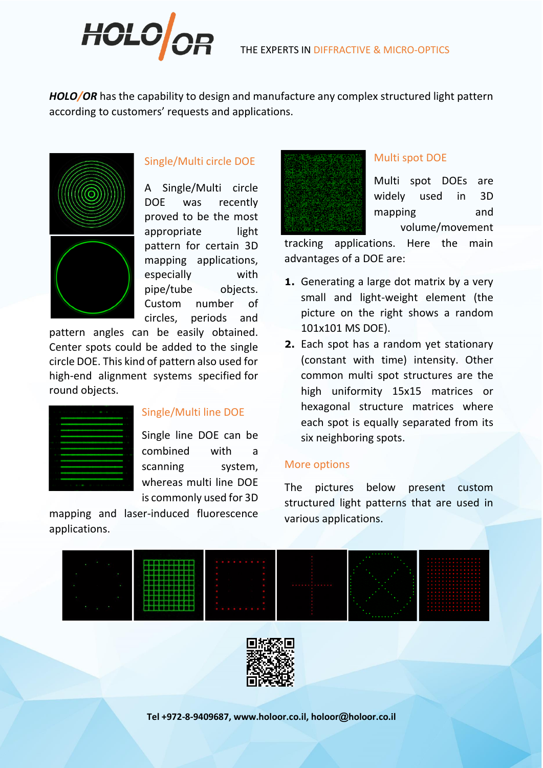**HOLO/OR** has the capability to design and manufacture any complex structured light pattern according to customers' requests and applications.

## Single/Multi circle DOE

A Single/Multi circle DOE was recently proved to be the most appropriate light pattern for certain 3D mapping applications, especially with pipe/tube objects. Custom number of circles, periods and pattern angles can be easily obtained. Center spots could be added to the single circle DOE. This kind of pattern also used for high-end alignment systems specified for round objects.

## Single/Multi line DOE

Single line DOE can be combined with a scanning system, whereas multi line DOE is commonly used for 3D mapping and laser-induced fluorescence applications.

## Multi spot DOE

Multi spot DOEs are widely used in 3D mapping and volume/movement tracking applications. Here the main advantages of a DOE are:

1. Generating a large dot matrix by a very small and light-weight element (the picture on the right shows a random 101x101 MS DOE).
2. Each spot has a random yet stationary (constant with time) intensity. Other common multi spot structures are the high uniformity 15x15 matrices or hexagonal structure matrices where each spot is equally separated from its six neighboring spots.

## More options

The pictures below present custom structured light patterns that are used in various applications.

**Tel +972-8-9409687, www.holoor.co.il, holoor@holoor.co.il**